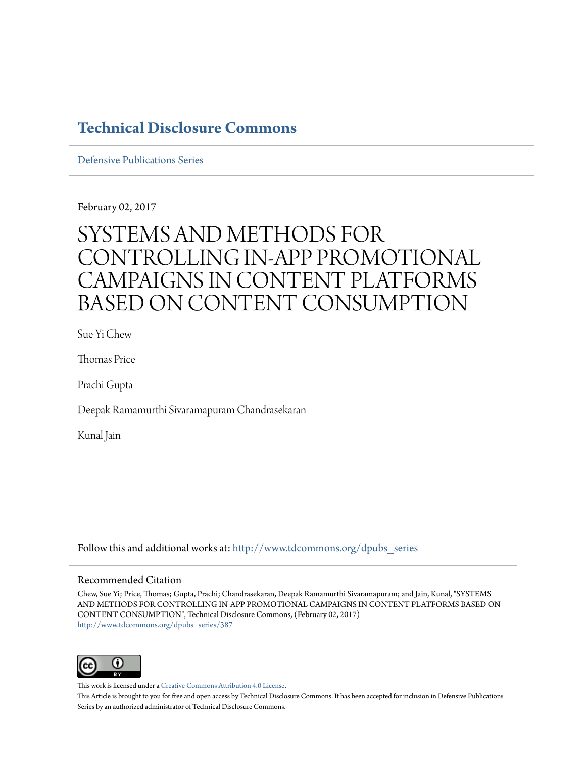# Technical Disclosure Commons

Defensive Publications Series

February 02, 2017

# SYSTEMS AND METHODS FOR CONTROLLING IN-APP PROMOTIONAL CAMPAIGNS IN CONTENT PLATFORMS BASED ON CONTENT CONSUMPTION

Sue Yi Chew

Thomas Price

Prachi Gupta

Deepak Ramamurthi Sivaramapuram Chandrasekaran

Kunal Jain

Follow this and additional works at: http://www.tdcommons.org/dpubs_series

## Recommended Citation

Chew, Sue Yi; Price, Thomas; Gupta, Prachi; Chandrasekaran, Deepak Ramamurthi Sivaramapuram; and Jain, Kunal, "SYSTEMS AND METHODS FOR CONTROLLING IN-APP PROMOTIONAL CAMPAIGNS IN CONTENT PLATFORMS BASED ON CONTENT CONSUMPTION", Technical Disclosure Commons, (February 02, 2017)
http://www.tdcommons.org/dpubs_series/387

This work is licensed under a Creative Commons Attribution 4.0 License.

This Article is brought to you for free and open access by Technical Disclosure Commons. It has been accepted for inclusion in Defensive Publications Series by an authorized administrator of Technical Disclosure Commons.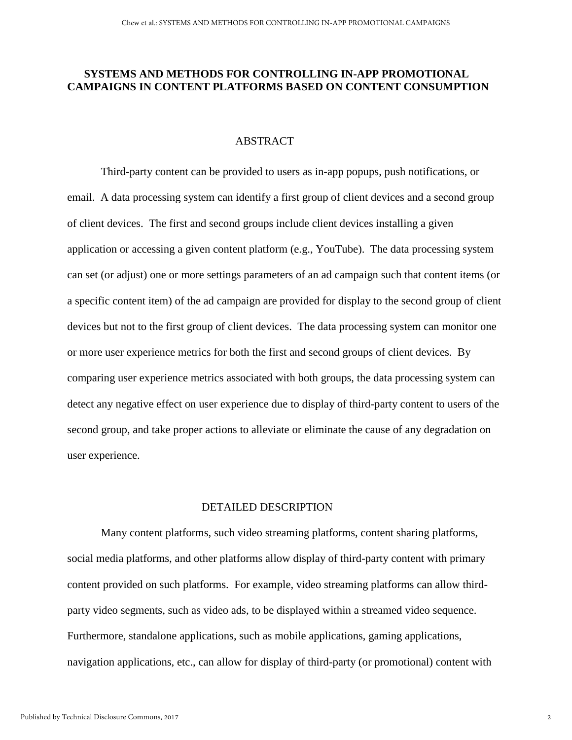# SYSTEMS AND METHODS FOR CONTROLLING IN-APP PROMOTIONAL CAMPAIGNS IN CONTENT PLATFORMS BASED ON CONTENT CONSUMPTION

## ABSTRACT

Third-party content can be provided to users as in-app popups, push notifications, or email. A data processing system can identify a first group of client devices and a second group of client devices. The first and second groups include client devices installing a given application or accessing a given content platform (e.g., YouTube). The data processing system can set (or adjust) one or more settings parameters of an ad campaign such that content items (or a specific content item) of the ad campaign are provided for display to the second group of client devices but not to the first group of client devices. The data processing system can monitor one or more user experience metrics for both the first and second groups of client devices. By comparing user experience metrics associated with both groups, the data processing system can detect any negative effect on user experience due to display of third-party content to users of the second group, and take proper actions to alleviate or eliminate the cause of any degradation on user experience.

## DETAILED DESCRIPTION

Many content platforms, such video streaming platforms, content sharing platforms, social media platforms, and other platforms allow display of third-party content with primary content provided on such platforms. For example, video streaming platforms can allow third-party video segments, such as video ads, to be displayed within a streamed video sequence. Furthermore, standalone applications, such as mobile applications, gaming applications, navigation applications, etc., can allow for display of third-party (or promotional) content with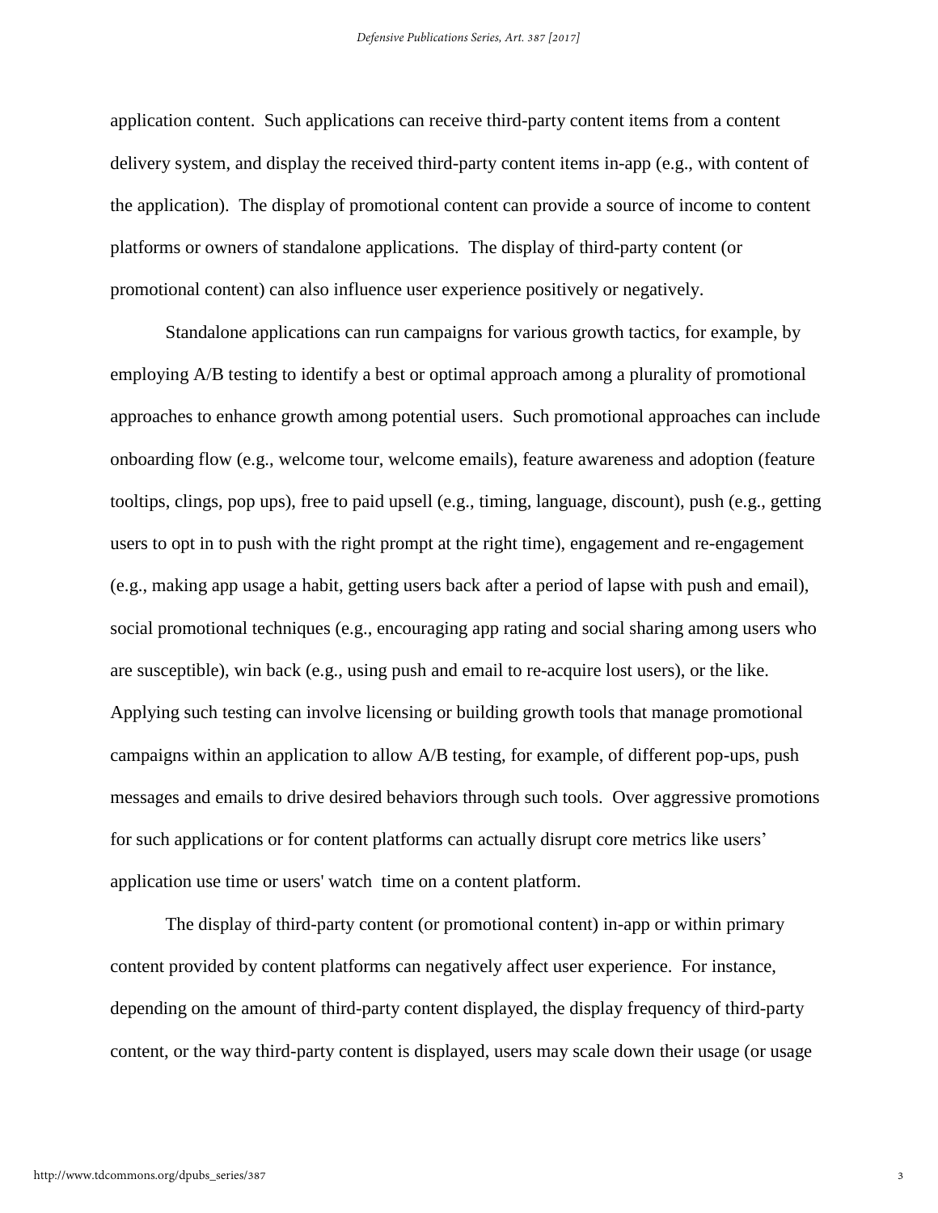application content. Such applications can receive third-party content items from a content delivery system, and display the received third-party content items in-app (e.g., with content of the application). The display of promotional content can provide a source of income to content platforms or owners of standalone applications. The display of third-party content (or promotional content) can also influence user experience positively or negatively.

Standalone applications can run campaigns for various growth tactics, for example, by employing A/B testing to identify a best or optimal approach among a plurality of promotional approaches to enhance growth among potential users. Such promotional approaches can include onboarding flow (e.g., welcome tour, welcome emails), feature awareness and adoption (feature tooltips, clings, pop ups), free to paid upsell (e.g., timing, language, discount), push (e.g., getting users to opt in to push with the right prompt at the right time), engagement and re-engagement (e.g., making app usage a habit, getting users back after a period of lapse with push and email), social promotional techniques (e.g., encouraging app rating and social sharing among users who are susceptible), win back (e.g., using push and email to re-acquire lost users), or the like. Applying such testing can involve licensing or building growth tools that manage promotional campaigns within an application to allow A/B testing, for example, of different pop-ups, push messages and emails to drive desired behaviors through such tools. Over aggressive promotions for such applications or for content platforms can actually disrupt core metrics like users' application use time or users' watch time on a content platform.

The display of third-party content (or promotional content) in-app or within primary content provided by content platforms can negatively affect user experience. For instance, depending on the amount of third-party content displayed, the display frequency of third-party content, or the way third-party content is displayed, users may scale down their usage (or usage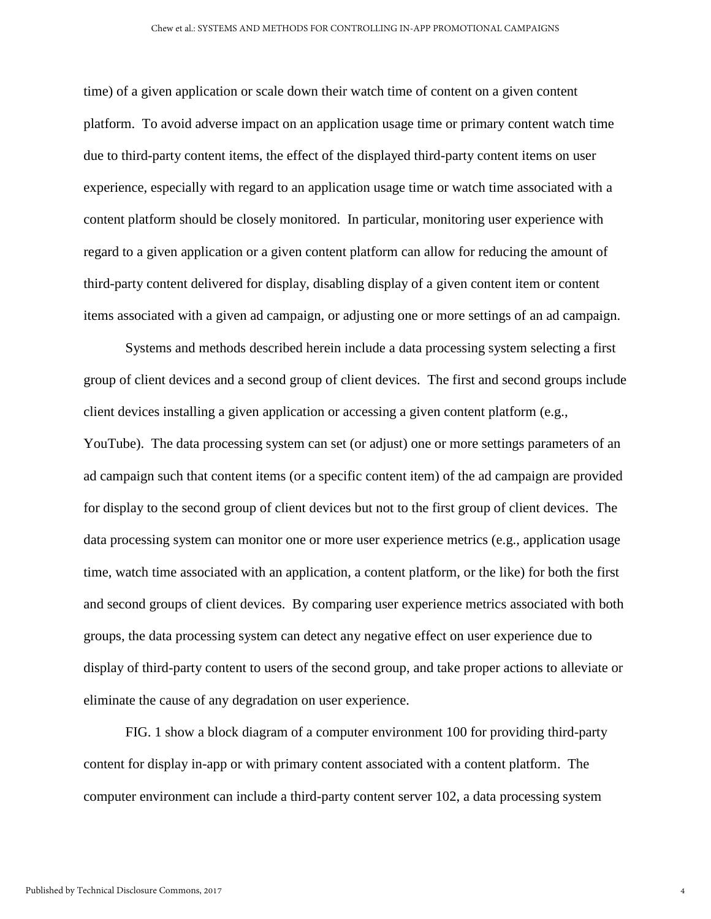time) of a given application or scale down their watch time of content on a given content platform. To avoid adverse impact on an application usage time or primary content watch time due to third-party content items, the effect of the displayed third-party content items on user experience, especially with regard to an application usage time or watch time associated with a content platform should be closely monitored. In particular, monitoring user experience with regard to a given application or a given content platform can allow for reducing the amount of third-party content delivered for display, disabling display of a given content item or content items associated with a given ad campaign, or adjusting one or more settings of an ad campaign.

Systems and methods described herein include a data processing system selecting a first group of client devices and a second group of client devices. The first and second groups include client devices installing a given application or accessing a given content platform (e.g., YouTube). The data processing system can set (or adjust) one or more settings parameters of an ad campaign such that content items (or a specific content item) of the ad campaign are provided for display to the second group of client devices but not to the first group of client devices. The data processing system can monitor one or more user experience metrics (e.g., application usage time, watch time associated with an application, a content platform, or the like) for both the first and second groups of client devices. By comparing user experience metrics associated with both groups, the data processing system can detect any negative effect on user experience due to display of third-party content to users of the second group, and take proper actions to alleviate or eliminate the cause of any degradation on user experience.

FIG. 1 show a block diagram of a computer environment 100 for providing third-party content for display in-app or with primary content associated with a content platform. The computer environment can include a third-party content server 102, a data processing system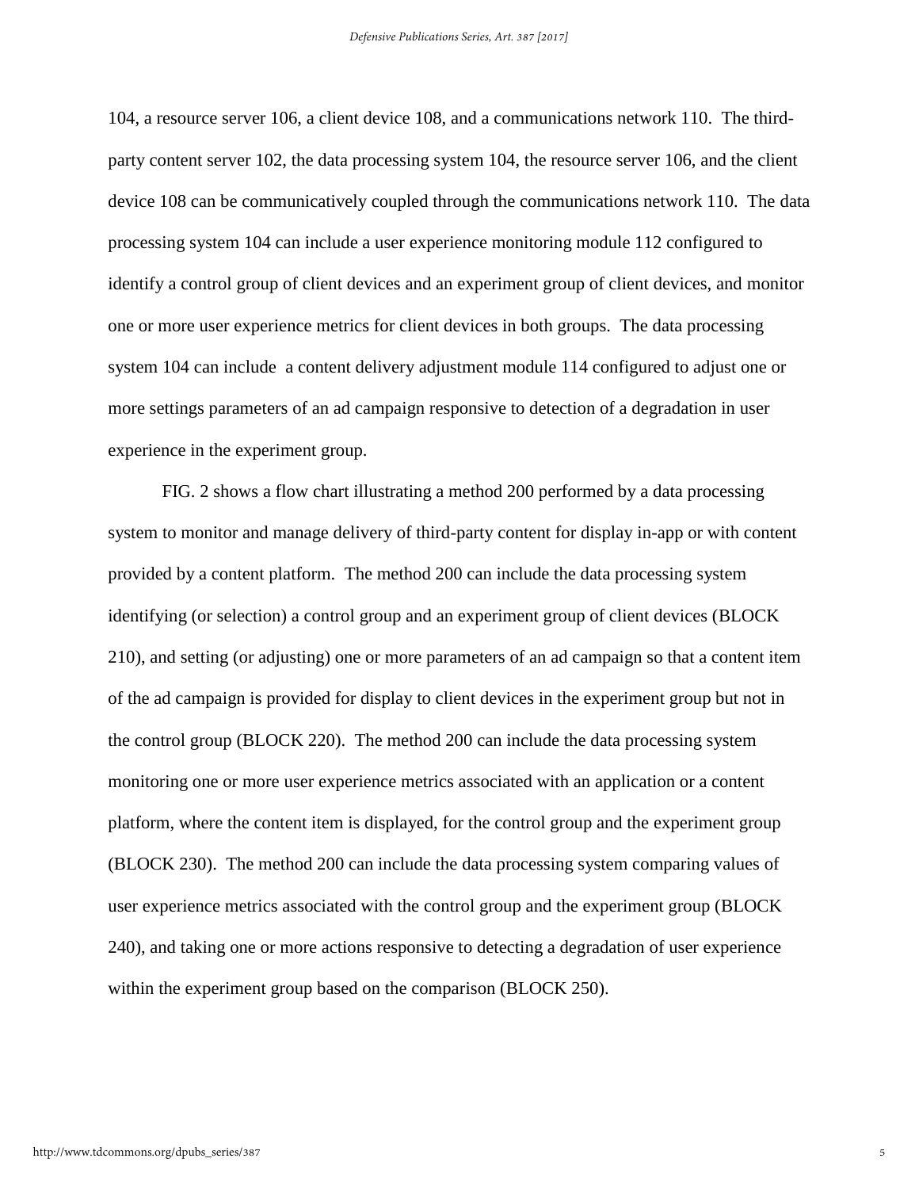104, a resource server 106, a client device 108, and a communications network 110. The third-party content server 102, the data processing system 104, the resource server 106, and the client device 108 can be communicatively coupled through the communications network 110. The data processing system 104 can include a user experience monitoring module 112 configured to identify a control group of client devices and an experiment group of client devices, and monitor one or more user experience metrics for client devices in both groups. The data processing system 104 can include a content delivery adjustment module 114 configured to adjust one or more settings parameters of an ad campaign responsive to detection of a degradation in user experience in the experiment group.

FIG. 2 shows a flow chart illustrating a method 200 performed by a data processing system to monitor and manage delivery of third-party content for display in-app or with content provided by a content platform. The method 200 can include the data processing system identifying (or selection) a control group and an experiment group of client devices (BLOCK 210), and setting (or adjusting) one or more parameters of an ad campaign so that a content item of the ad campaign is provided for display to client devices in the experiment group but not in the control group (BLOCK 220). The method 200 can include the data processing system monitoring one or more user experience metrics associated with an application or a content platform, where the content item is displayed, for the control group and the experiment group (BLOCK 230). The method 200 can include the data processing system comparing values of user experience metrics associated with the control group and the experiment group (BLOCK 240), and taking one or more actions responsive to detecting a degradation of user experience within the experiment group based on the comparison (BLOCK 250).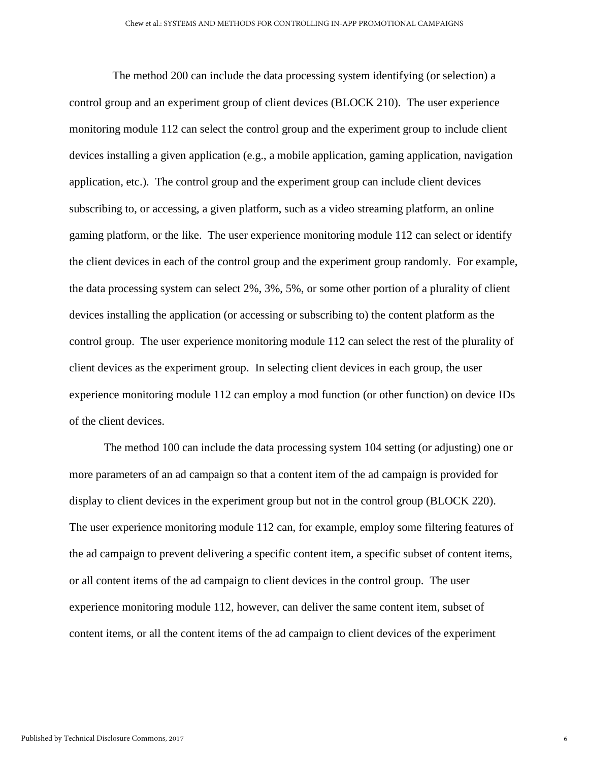The method 200 can include the data processing system identifying (or selection) a control group and an experiment group of client devices (BLOCK 210). The user experience monitoring module 112 can select the control group and the experiment group to include client devices installing a given application (e.g., a mobile application, gaming application, navigation application, etc.). The control group and the experiment group can include client devices subscribing to, or accessing, a given platform, such as a video streaming platform, an online gaming platform, or the like. The user experience monitoring module 112 can select or identify the client devices in each of the control group and the experiment group randomly. For example, the data processing system can select 2%, 3%, 5%, or some other portion of a plurality of client devices installing the application (or accessing or subscribing to) the content platform as the control group. The user experience monitoring module 112 can select the rest of the plurality of client devices as the experiment group. In selecting client devices in each group, the user experience monitoring module 112 can employ a mod function (or other function) on device IDs of the client devices.

The method 100 can include the data processing system 104 setting (or adjusting) one or more parameters of an ad campaign so that a content item of the ad campaign is provided for display to client devices in the experiment group but not in the control group (BLOCK 220). The user experience monitoring module 112 can, for example, employ some filtering features of the ad campaign to prevent delivering a specific content item, a specific subset of content items, or all content items of the ad campaign to client devices in the control group. The user experience monitoring module 112, however, can deliver the same content item, subset of content items, or all the content items of the ad campaign to client devices of the experiment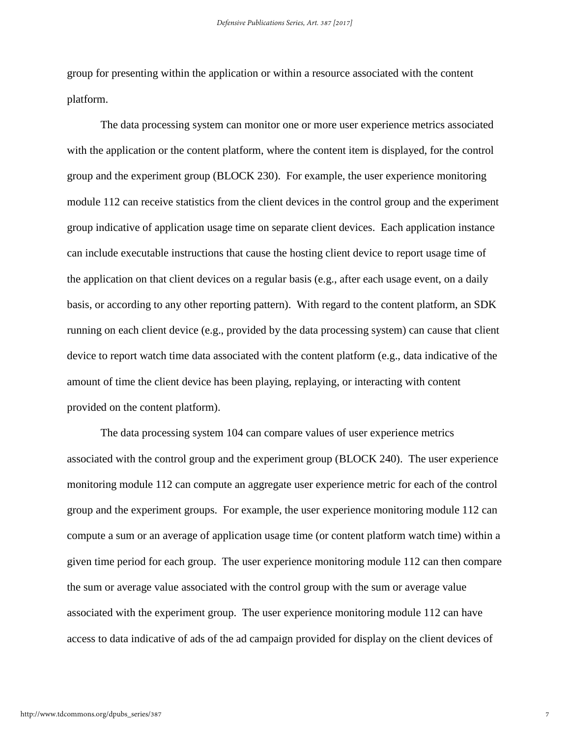group for presenting within the application or within a resource associated with the content platform.

The data processing system can monitor one or more user experience metrics associated with the application or the content platform, where the content item is displayed, for the control group and the experiment group (BLOCK 230). For example, the user experience monitoring module 112 can receive statistics from the client devices in the control group and the experiment group indicative of application usage time on separate client devices. Each application instance can include executable instructions that cause the hosting client device to report usage time of the application on that client devices on a regular basis (e.g., after each usage event, on a daily basis, or according to any other reporting pattern). With regard to the content platform, an SDK running on each client device (e.g., provided by the data processing system) can cause that client device to report watch time data associated with the content platform (e.g., data indicative of the amount of time the client device has been playing, replaying, or interacting with content provided on the content platform).

The data processing system 104 can compare values of user experience metrics associated with the control group and the experiment group (BLOCK 240). The user experience monitoring module 112 can compute an aggregate user experience metric for each of the control group and the experiment groups. For example, the user experience monitoring module 112 can compute a sum or an average of application usage time (or content platform watch time) within a given time period for each group. The user experience monitoring module 112 can then compare the sum or average value associated with the control group with the sum or average value associated with the experiment group. The user experience monitoring module 112 can have access to data indicative of ads of the ad campaign provided for display on the client devices of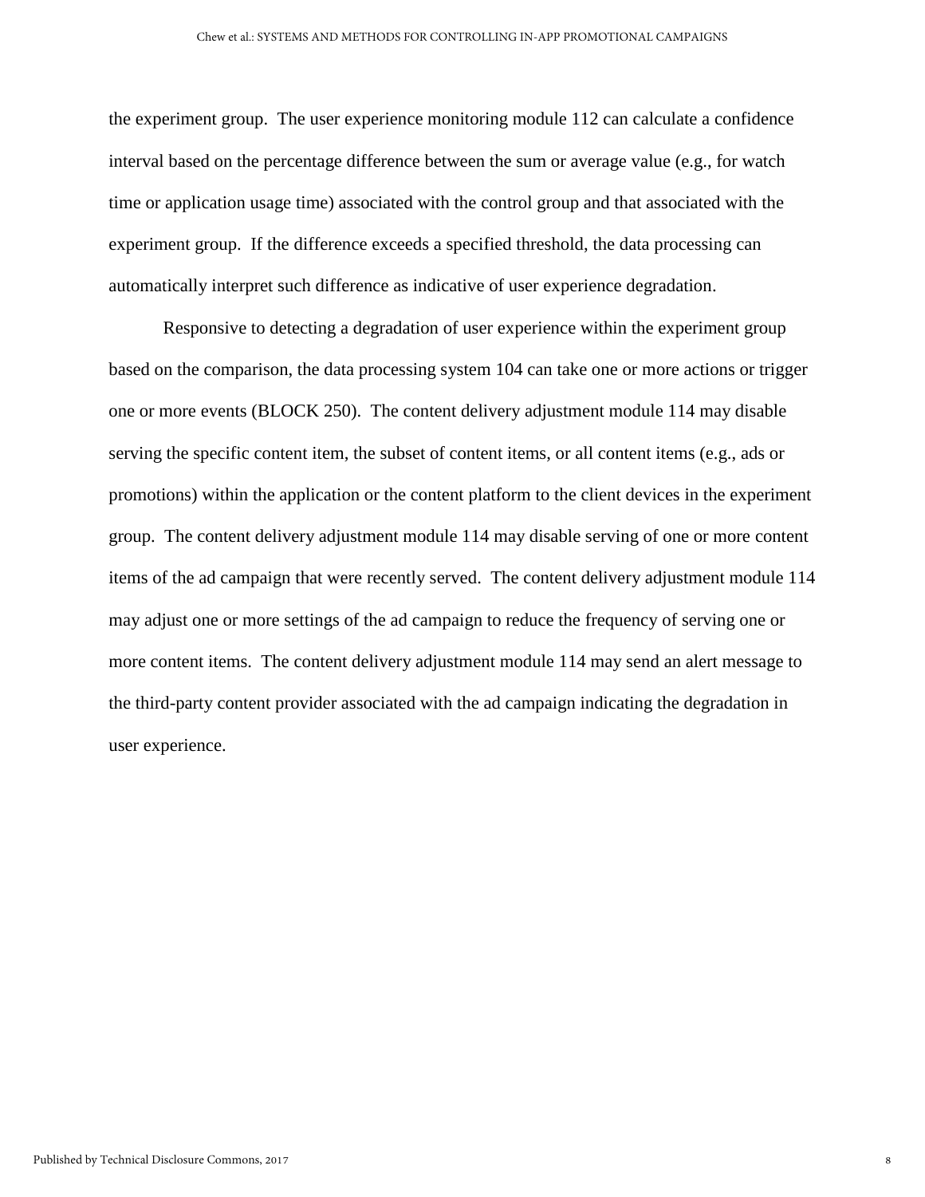the experiment group. The user experience monitoring module 112 can calculate a confidence interval based on the percentage difference between the sum or average value (e.g., for watch time or application usage time) associated with the control group and that associated with the experiment group. If the difference exceeds a specified threshold, the data processing can automatically interpret such difference as indicative of user experience degradation.

Responsive to detecting a degradation of user experience within the experiment group based on the comparison, the data processing system 104 can take one or more actions or trigger one or more events (BLOCK 250). The content delivery adjustment module 114 may disable serving the specific content item, the subset of content items, or all content items (e.g., ads or promotions) within the application or the content platform to the client devices in the experiment group. The content delivery adjustment module 114 may disable serving of one or more content items of the ad campaign that were recently served. The content delivery adjustment module 114 may adjust one or more settings of the ad campaign to reduce the frequency of serving one or more content items. The content delivery adjustment module 114 may send an alert message to the third-party content provider associated with the ad campaign indicating the degradation in user experience.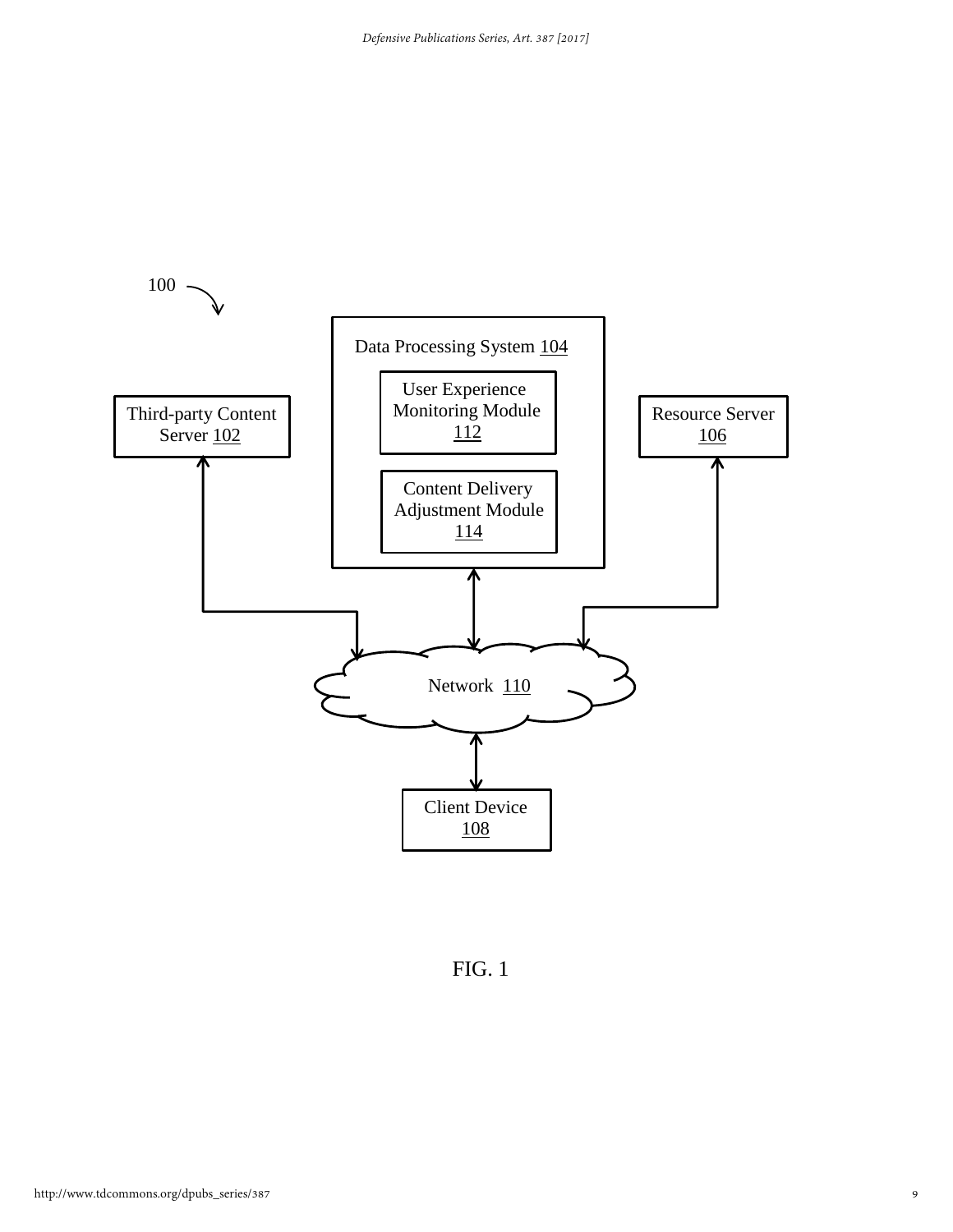100

Data Processing System 104

User Experience Monitoring Module 112

Content Delivery Adjustment Module 114

Third-party Content Server 102

Resource Server 106

Network 110

Client Device 108

FIG. 1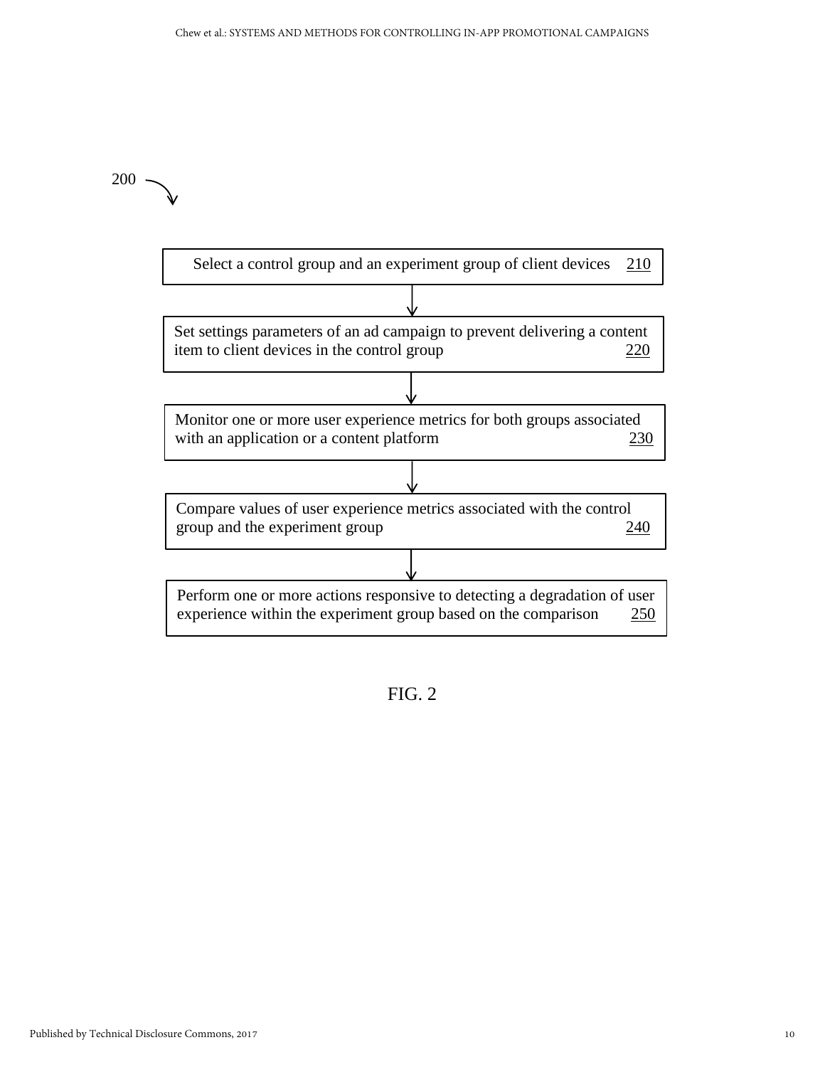200

Select a control group and an experiment group of client devices 210

Set settings parameters of an ad campaign to prevent delivering a content item to client devices in the control group 220

Monitor one or more user experience metrics for both groups associated with an application or a content platform 230

Compare values of user experience metrics associated with the control group and the experiment group 240

Perform one or more actions responsive to detecting a degradation of user experience within the experiment group based on the comparison 250

FIG. 2